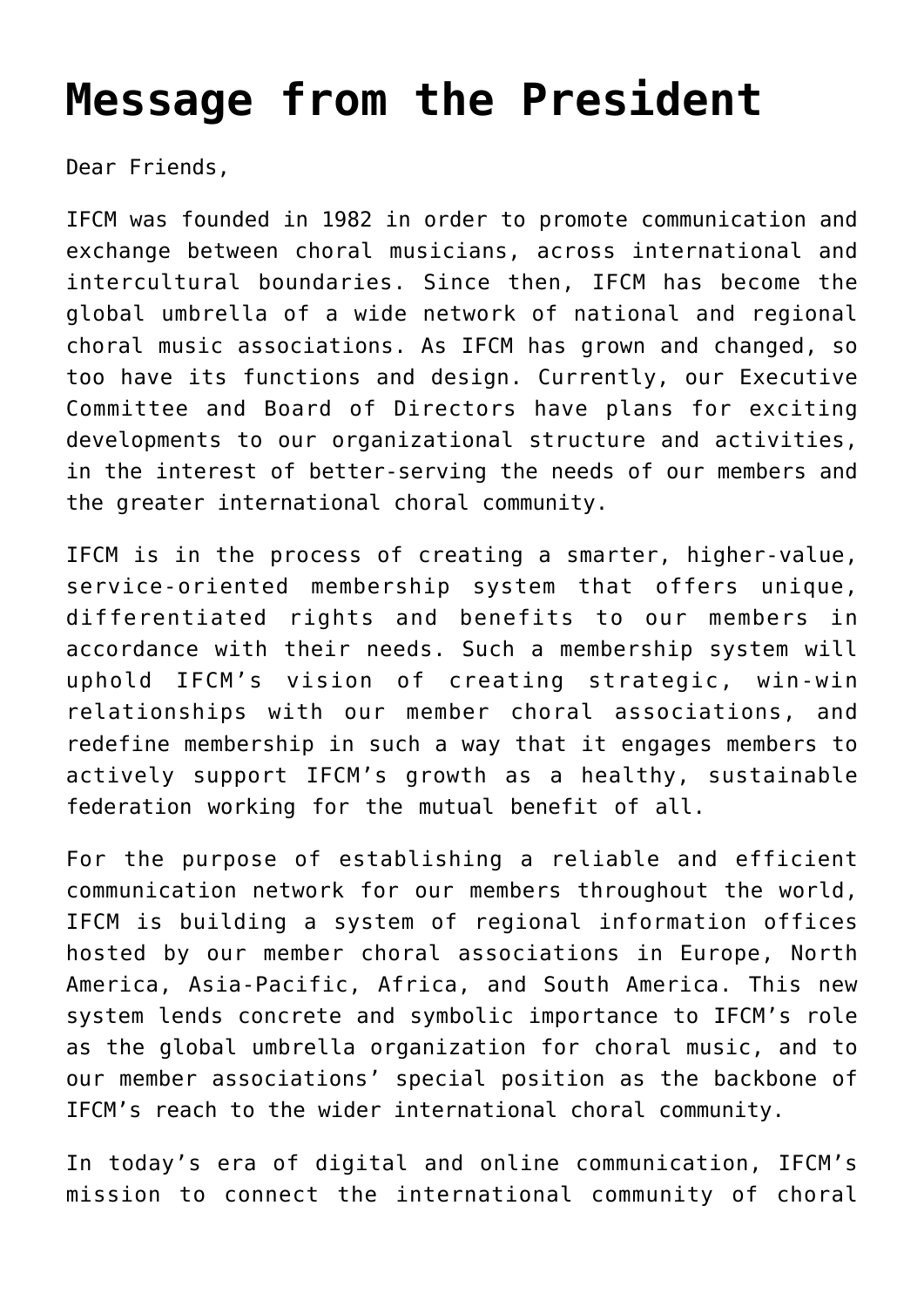# Message from the President

Dear Friends,

IFCM was founded in 1982 in order to promote communication and exchange between choral musicians, across international and intercultural boundaries. Since then, IFCM has become the global umbrella of a wide network of national and regional choral music associations. As IFCM has grown and changed, so too have its functions and design. Currently, our Executive Committee and Board of Directors have plans for exciting developments to our organizational structure and activities, in the interest of better-serving the needs of our members and the greater international choral community.

IFCM is in the process of creating a smarter, higher-value, service-oriented membership system that offers unique, differentiated rights and benefits to our members in accordance with their needs. Such a membership system will uphold IFCM's vision of creating strategic, win-win relationships with our member choral associations, and redefine membership in such a way that it engages members to actively support IFCM's growth as a healthy, sustainable federation working for the mutual benefit of all.

For the purpose of establishing a reliable and efficient communication network for our members throughout the world, IFCM is building a system of regional information offices hosted by our member choral associations in Europe, North America, Asia-Pacific, Africa, and South America. This new system lends concrete and symbolic importance to IFCM's role as the global umbrella organization for choral music, and to our member associations' special position as the backbone of IFCM's reach to the wider international choral community.

In today's era of digital and online communication, IFCM's mission to connect the international community of choral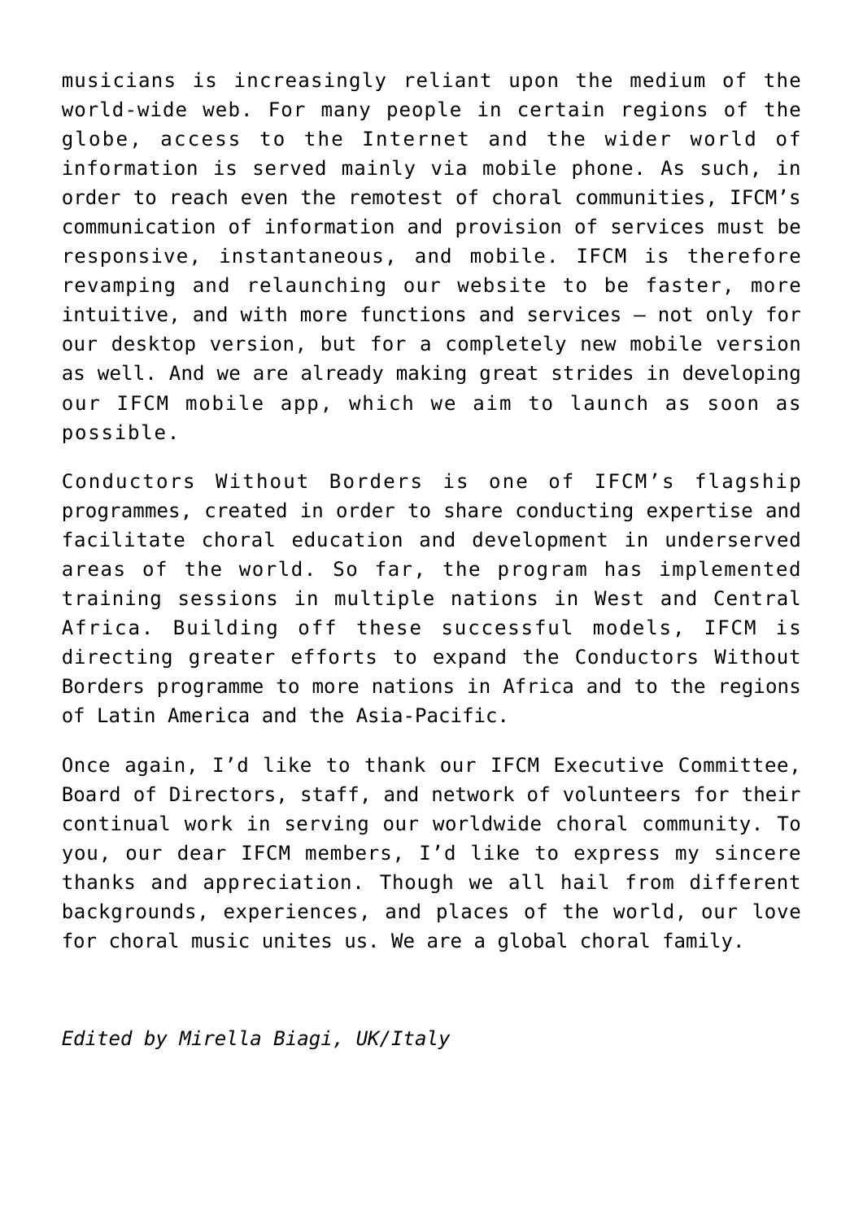musicians is increasingly reliant upon the medium of the world-wide web. For many people in certain regions of the globe, access to the Internet and the wider world of information is served mainly via mobile phone. As such, in order to reach even the remotest of choral communities, IFCM's communication of information and provision of services must be responsive, instantaneous, and mobile. IFCM is therefore revamping and relaunching our website to be faster, more intuitive, and with more functions and services – not only for our desktop version, but for a completely new mobile version as well. And we are already making great strides in developing our IFCM mobile app, which we aim to launch as soon as possible.

Conductors Without Borders is one of IFCM's flagship programmes, created in order to share conducting expertise and facilitate choral education and development in underserved areas of the world. So far, the program has implemented training sessions in multiple nations in West and Central Africa. Building off these successful models, IFCM is directing greater efforts to expand the Conductors Without Borders programme to more nations in Africa and to the regions of Latin America and the Asia-Pacific.

Once again, I'd like to thank our IFCM Executive Committee, Board of Directors, staff, and network of volunteers for their continual work in serving our worldwide choral community. To you, our dear IFCM members, I'd like to express my sincere thanks and appreciation. Though we all hail from different backgrounds, experiences, and places of the world, our love for choral music unites us. We are a global choral family.

*Edited by Mirella Biagi, UK/Italy*